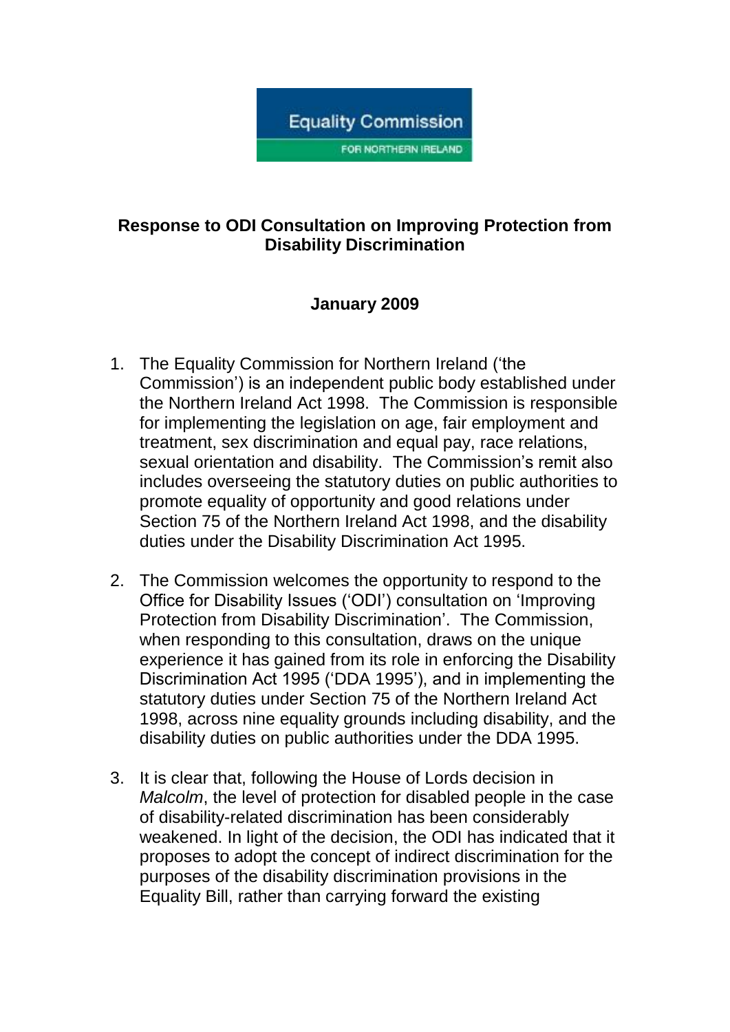Equality Commission

FOR NORTHERN IRELAND

# Response to ODI Consultation on Improving Protection from Disability Discrimination

**January 2009**

1. The Equality Commission for Northern Ireland ('the Commission') is an independent public body established under the Northern Ireland Act 1998. The Commission is responsible for implementing the legislation on age, fair employment and treatment, sex discrimination and equal pay, race relations, sexual orientation and disability. The Commission's remit also includes overseeing the statutory duties on public authorities to promote equality of opportunity and good relations under Section 75 of the Northern Ireland Act 1998, and the disability duties under the Disability Discrimination Act 1995.

2. The Commission welcomes the opportunity to respond to the Office for Disability Issues ('ODI') consultation on 'Improving Protection from Disability Discrimination'. The Commission, when responding to this consultation, draws on the unique experience it has gained from its role in enforcing the Disability Discrimination Act 1995 ('DDA 1995'), and in implementing the statutory duties under Section 75 of the Northern Ireland Act 1998, across nine equality grounds including disability, and the disability duties on public authorities under the DDA 1995.

3. It is clear that, following the House of Lords decision in *Malcolm*, the level of protection for disabled people in the case of disability-related discrimination has been considerably weakened. In light of the decision, the ODI has indicated that it proposes to adopt the concept of indirect discrimination for the purposes of the disability discrimination provisions in the Equality Bill, rather than carrying forward the existing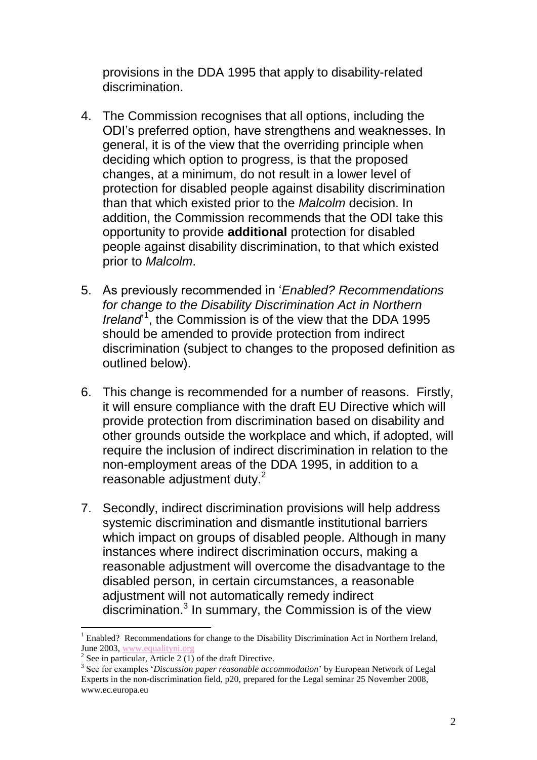provisions in the DDA 1995 that apply to disability-related discrimination.

4. The Commission recognises that all options, including the ODI's preferred option, have strengths and weaknesses. In general, it is of the view that the overriding principle when deciding which option to progress, is that the proposed changes, at a minimum, do not result in a lower level of protection for disabled people against disability discrimination than that which existed prior to the *Malcolm* decision. In addition, the Commission recommends that the ODI take this opportunity to provide **additional** protection for disabled people against disability discrimination, to that which existed prior to *Malcolm*.

5. As previously recommended in '*Enabled? Recommendations for change to the Disability Discrimination Act in Northern Ireland*'[1], the Commission is of the view that the DDA 1995 should be amended to provide protection from indirect discrimination (subject to changes to the proposed definition as outlined below).

6. This change is recommended for a number of reasons. Firstly, it will ensure compliance with the draft EU Directive which will provide protection from discrimination based on disability and other grounds outside the workplace and which, if adopted, will require the inclusion of indirect discrimination in relation to the non-employment areas of the DDA 1995, in addition to a reasonable adjustment duty.[2]

7. Secondly, indirect discrimination provisions will help address systemic discrimination and dismantle institutional barriers which impact on groups of disabled people. Although in many instances where indirect discrimination occurs, making a reasonable adjustment will overcome the disadvantage to the disabled person, in certain circumstances, a reasonable adjustment will not automatically remedy indirect discrimination.[3] In summary, the Commission is of the view

---

[1] Enabled? Recommendations for change to the Disability Discrimination Act in Northern Ireland, June 2003, www.equalityni.org

[2] See in particular, Article 2 (1) of the draft Directive.

[3] See for examples '*Discussion paper reasonable accommodation*' by European Network of Legal Experts in the non-discrimination field, p20, prepared for the Legal seminar 25 November 2008, www.ec.europa.eu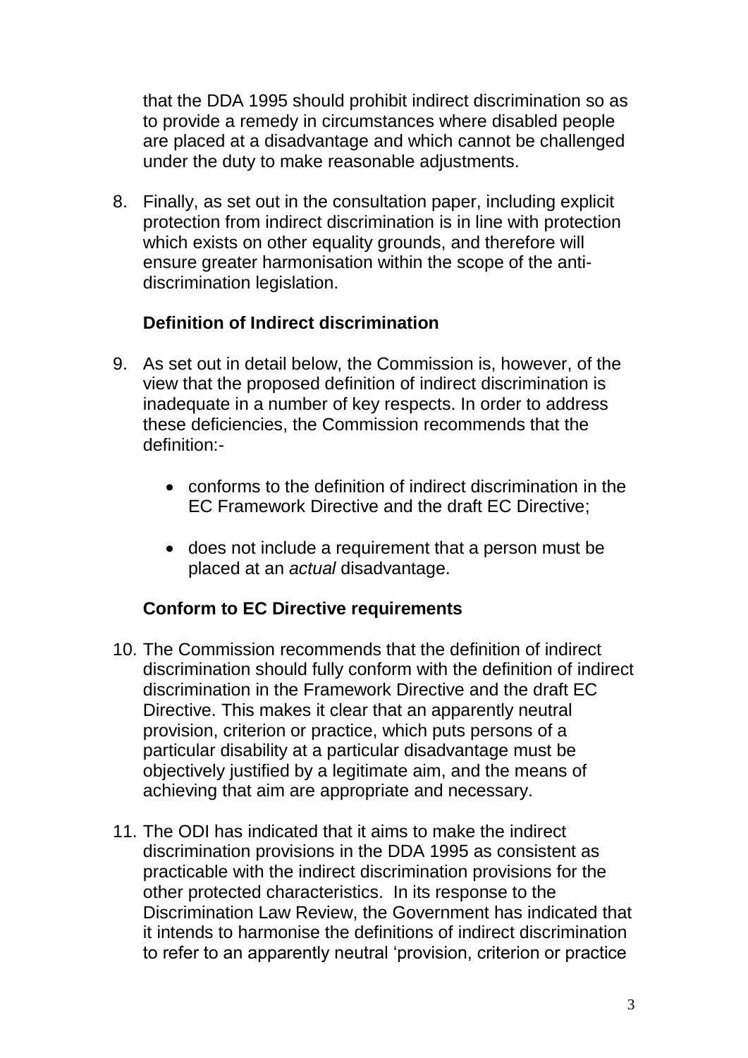that the DDA 1995 should prohibit indirect discrimination so as to provide a remedy in circumstances where disabled people are placed at a disadvantage and which cannot be challenged under the duty to make reasonable adjustments.

8. Finally, as set out in the consultation paper, including explicit protection from indirect discrimination is in line with protection which exists on other equality grounds, and therefore will ensure greater harmonisation within the scope of the anti-discrimination legislation.

**Definition of Indirect discrimination**

9. As set out in detail below, the Commission is, however, of the view that the proposed definition of indirect discrimination is inadequate in a number of key respects. In order to address these deficiencies, the Commission recommends that the definition:-

   - conforms to the definition of indirect discrimination in the EC Framework Directive and the draft EC Directive;

   - does not include a requirement that a person must be placed at an *actual* disadvantage.

**Conform to EC Directive requirements**

10. The Commission recommends that the definition of indirect discrimination should fully conform with the definition of indirect discrimination in the Framework Directive and the draft EC Directive. This makes it clear that an apparently neutral provision, criterion or practice, which puts persons of a particular disability at a particular disadvantage must be objectively justified by a legitimate aim, and the means of achieving that aim are appropriate and necessary.

11. The ODI has indicated that it aims to make the indirect discrimination provisions in the DDA 1995 as consistent as practicable with the indirect discrimination provisions for the other protected characteristics. In its response to the Discrimination Law Review, the Government has indicated that it intends to harmonise the definitions of indirect discrimination to refer to an apparently neutral 'provision, criterion or practice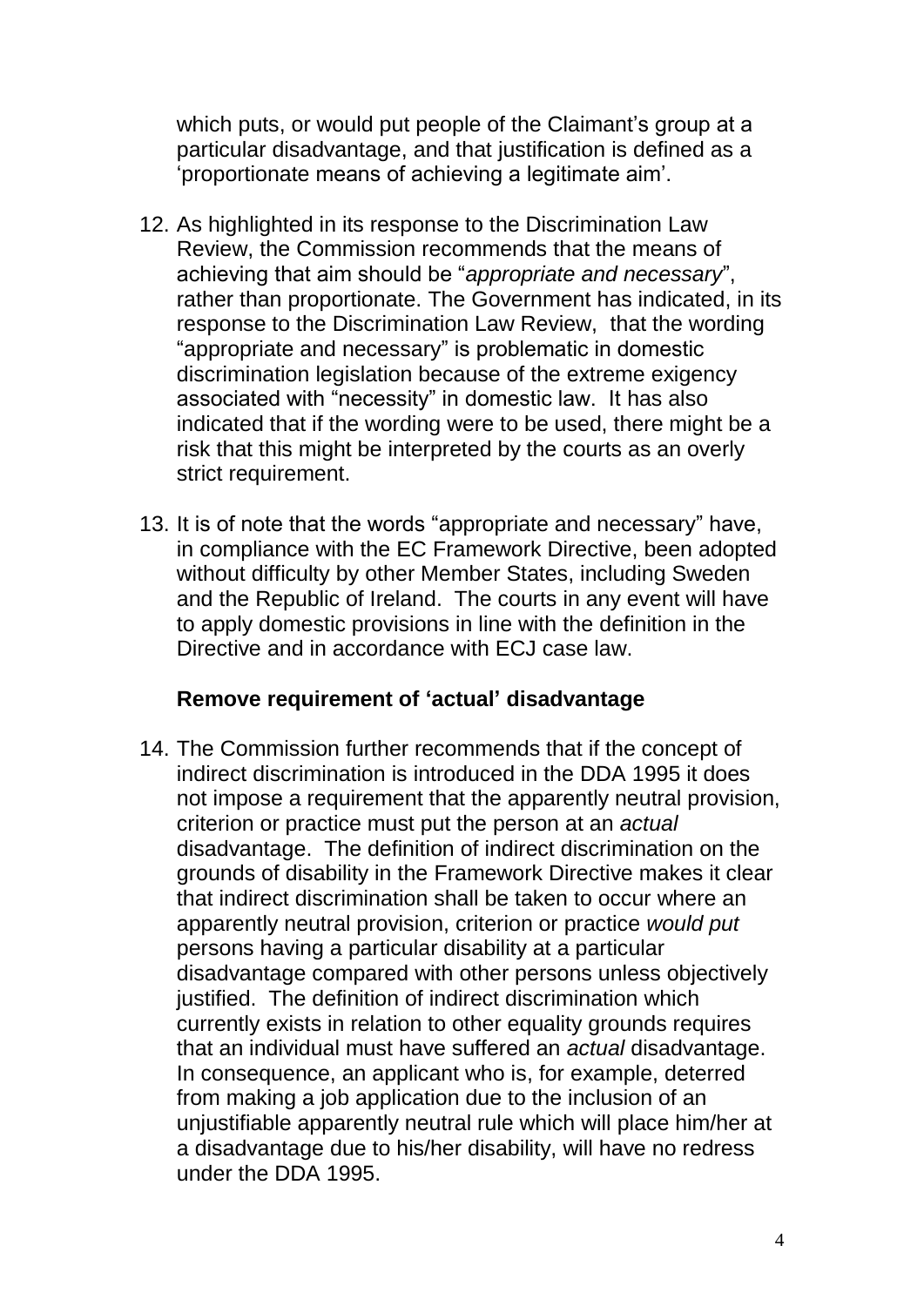which puts, or would put people of the Claimant's group at a particular disadvantage, and that justification is defined as a 'proportionate means of achieving a legitimate aim'.

12. As highlighted in its response to the Discrimination Law Review, the Commission recommends that the means of achieving that aim should be "*appropriate and necessary*", rather than proportionate. The Government has indicated, in its response to the Discrimination Law Review, that the wording "appropriate and necessary" is problematic in domestic discrimination legislation because of the extreme exigency associated with "necessity" in domestic law. It has also indicated that if the wording were to be used, there might be a risk that this might be interpreted by the courts as an overly strict requirement.

13. It is of note that the words "appropriate and necessary" have, in compliance with the EC Framework Directive, been adopted without difficulty by other Member States, including Sweden and the Republic of Ireland. The courts in any event will have to apply domestic provisions in line with the definition in the Directive and in accordance with ECJ case law.

### Remove requirement of 'actual' disadvantage

14. The Commission further recommends that if the concept of indirect discrimination is introduced in the DDA 1995 it does not impose a requirement that the apparently neutral provision, criterion or practice must put the person at an *actual* disadvantage. The definition of indirect discrimination on the grounds of disability in the Framework Directive makes it clear that indirect discrimination shall be taken to occur where an apparently neutral provision, criterion or practice *would put* persons having a particular disability at a particular disadvantage compared with other persons unless objectively justified. The definition of indirect discrimination which currently exists in relation to other equality grounds requires that an individual must have suffered an *actual* disadvantage. In consequence, an applicant who is, for example, deterred from making a job application due to the inclusion of an unjustifiable apparently neutral rule which will place him/her at a disadvantage due to his/her disability, will have no redress under the DDA 1995.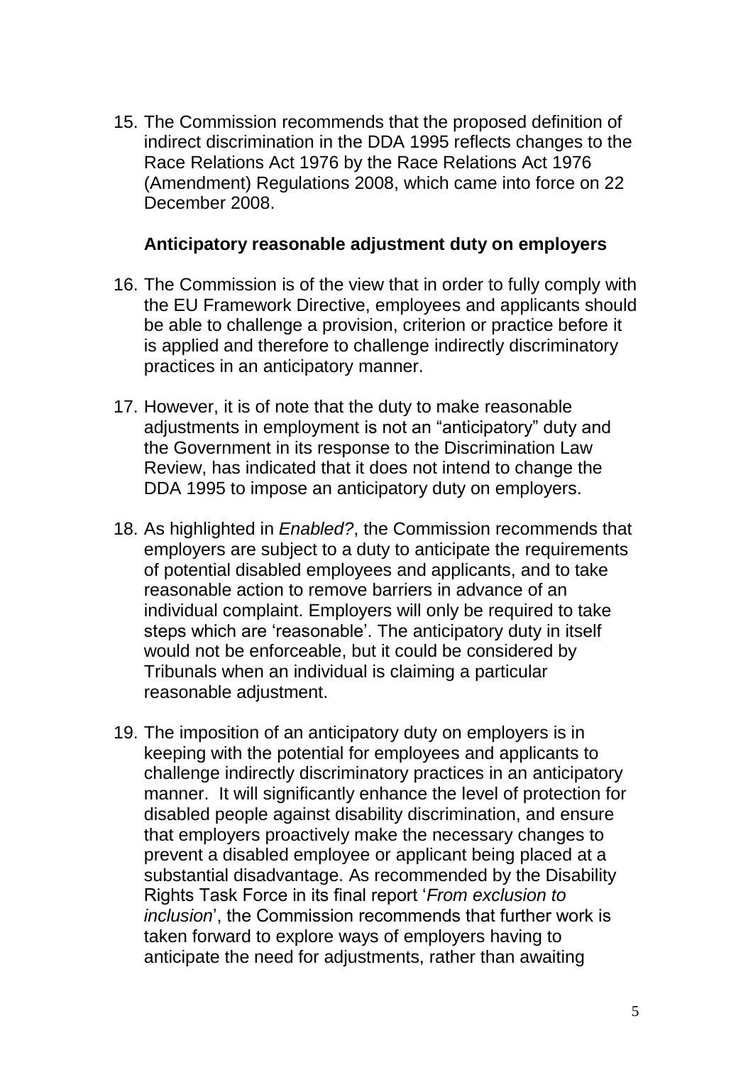15. The Commission recommends that the proposed definition of indirect discrimination in the DDA 1995 reflects changes to the Race Relations Act 1976 by the Race Relations Act 1976 (Amendment) Regulations 2008, which came into force on 22 December 2008.

**Anticipatory reasonable adjustment duty on employers**

16. The Commission is of the view that in order to fully comply with the EU Framework Directive, employees and applicants should be able to challenge a provision, criterion or practice before it is applied and therefore to challenge indirectly discriminatory practices in an anticipatory manner.

17. However, it is of note that the duty to make reasonable adjustments in employment is not an "anticipatory" duty and the Government in its response to the Discrimination Law Review, has indicated that it does not intend to change the DDA 1995 to impose an anticipatory duty on employers.

18. As highlighted in *Enabled?*, the Commission recommends that employers are subject to a duty to anticipate the requirements of potential disabled employees and applicants, and to take reasonable action to remove barriers in advance of an individual complaint. Employers will only be required to take steps which are 'reasonable'. The anticipatory duty in itself would not be enforceable, but it could be considered by Tribunals when an individual is claiming a particular reasonable adjustment.

19. The imposition of an anticipatory duty on employers is in keeping with the potential for employees and applicants to challenge indirectly discriminatory practices in an anticipatory manner. It will significantly enhance the level of protection for disabled people against disability discrimination, and ensure that employers proactively make the necessary changes to prevent a disabled employee or applicant being placed at a substantial disadvantage. As recommended by the Disability Rights Task Force in its final report '*From exclusion to inclusion*', the Commission recommends that further work is taken forward to explore ways of employers having to anticipate the need for adjustments, rather than awaiting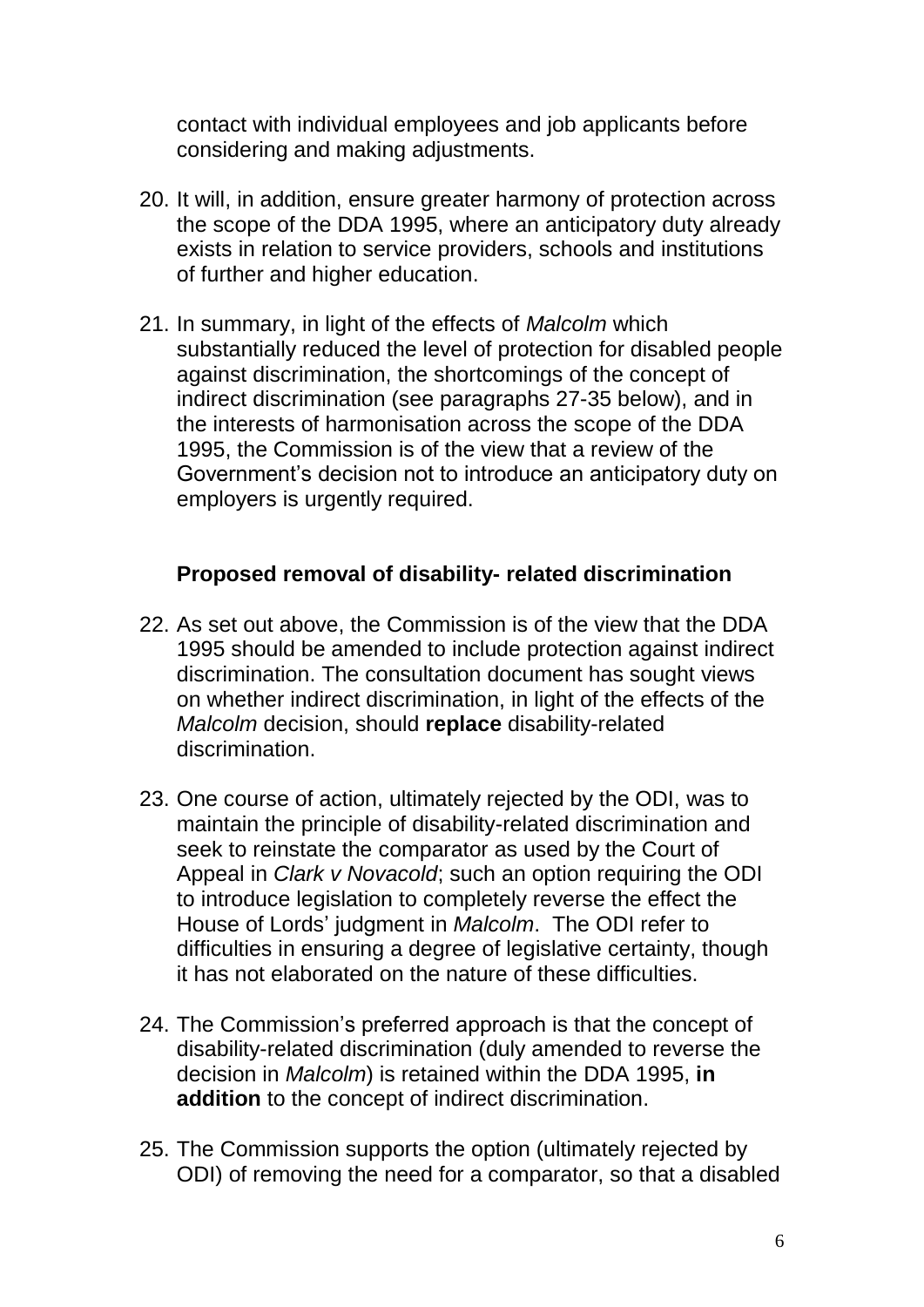contact with individual employees and job applicants before considering and making adjustments.

20. It will, in addition, ensure greater harmony of protection across the scope of the DDA 1995, where an anticipatory duty already exists in relation to service providers, schools and institutions of further and higher education.

21. In summary, in light of the effects of *Malcolm* which substantially reduced the level of protection for disabled people against discrimination, the shortcomings of the concept of indirect discrimination (see paragraphs 27-35 below), and in the interests of harmonisation across the scope of the DDA 1995, the Commission is of the view that a review of the Government's decision not to introduce an anticipatory duty on employers is urgently required.

**Proposed removal of disability- related discrimination**

22. As set out above, the Commission is of the view that the DDA 1995 should be amended to include protection against indirect discrimination. The consultation document has sought views on whether indirect discrimination, in light of the effects of the *Malcolm* decision, should **replace** disability-related discrimination.

23. One course of action, ultimately rejected by the ODI, was to maintain the principle of disability-related discrimination and seek to reinstate the comparator as used by the Court of Appeal in *Clark v Novacold*; such an option requiring the ODI to introduce legislation to completely reverse the effect the House of Lords' judgment in *Malcolm*. The ODI refer to difficulties in ensuring a degree of legislative certainty, though it has not elaborated on the nature of these difficulties.

24. The Commission's preferred approach is that the concept of disability-related discrimination (duly amended to reverse the decision in *Malcolm*) is retained within the DDA 1995, **in addition** to the concept of indirect discrimination.

25. The Commission supports the option (ultimately rejected by ODI) of removing the need for a comparator, so that a disabled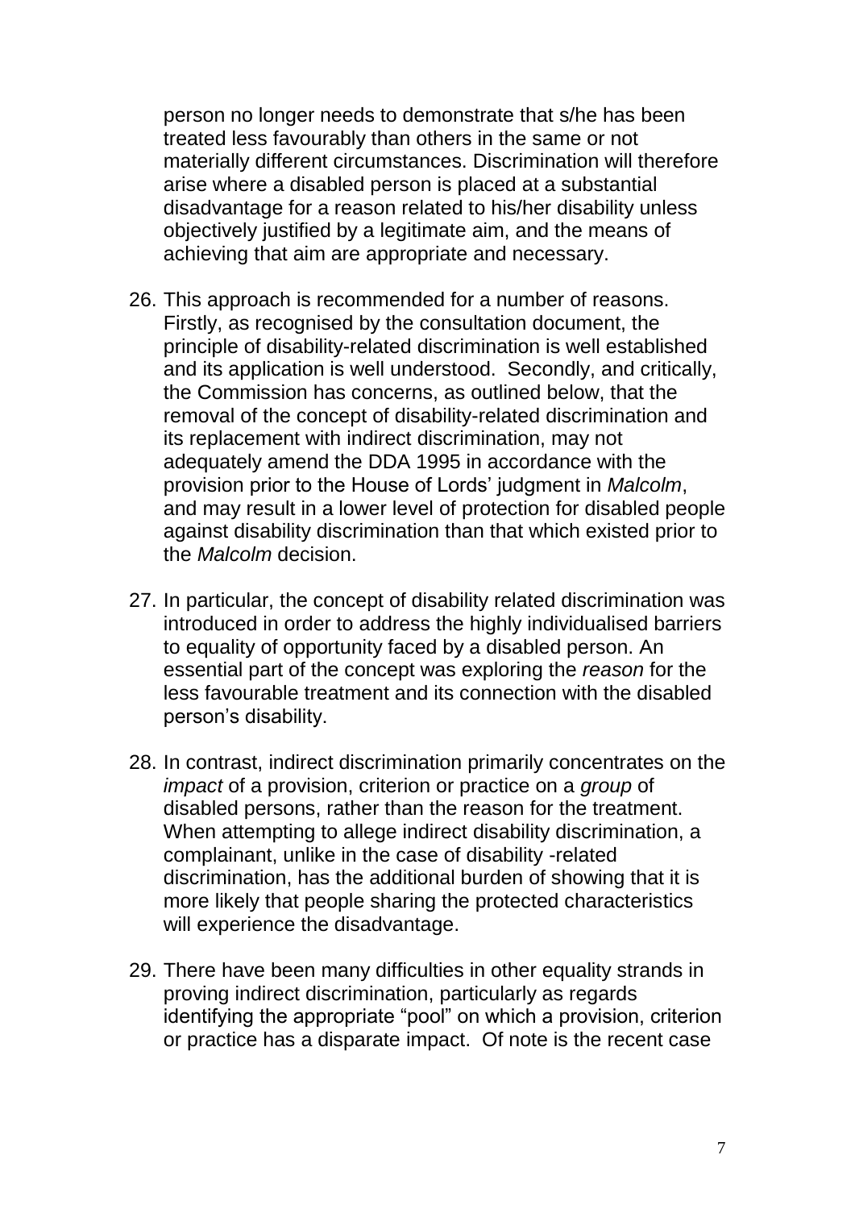person no longer needs to demonstrate that s/he has been treated less favourably than others in the same or not materially different circumstances. Discrimination will therefore arise where a disabled person is placed at a substantial disadvantage for a reason related to his/her disability unless objectively justified by a legitimate aim, and the means of achieving that aim are appropriate and necessary.

26. This approach is recommended for a number of reasons. Firstly, as recognised by the consultation document, the principle of disability-related discrimination is well established and its application is well understood. Secondly, and critically, the Commission has concerns, as outlined below, that the removal of the concept of disability-related discrimination and its replacement with indirect discrimination, may not adequately amend the DDA 1995 in accordance with the provision prior to the House of Lords' judgment in *Malcolm*, and may result in a lower level of protection for disabled people against disability discrimination than that which existed prior to the *Malcolm* decision.

27. In particular, the concept of disability related discrimination was introduced in order to address the highly individualised barriers to equality of opportunity faced by a disabled person. An essential part of the concept was exploring the *reason* for the less favourable treatment and its connection with the disabled person's disability.

28. In contrast, indirect discrimination primarily concentrates on the *impact* of a provision, criterion or practice on a *group* of disabled persons, rather than the reason for the treatment. When attempting to allege indirect disability discrimination, a complainant, unlike in the case of disability -related discrimination, has the additional burden of showing that it is more likely that people sharing the protected characteristics will experience the disadvantage.

29. There have been many difficulties in other equality strands in proving indirect discrimination, particularly as regards identifying the appropriate "pool" on which a provision, criterion or practice has a disparate impact. Of note is the recent case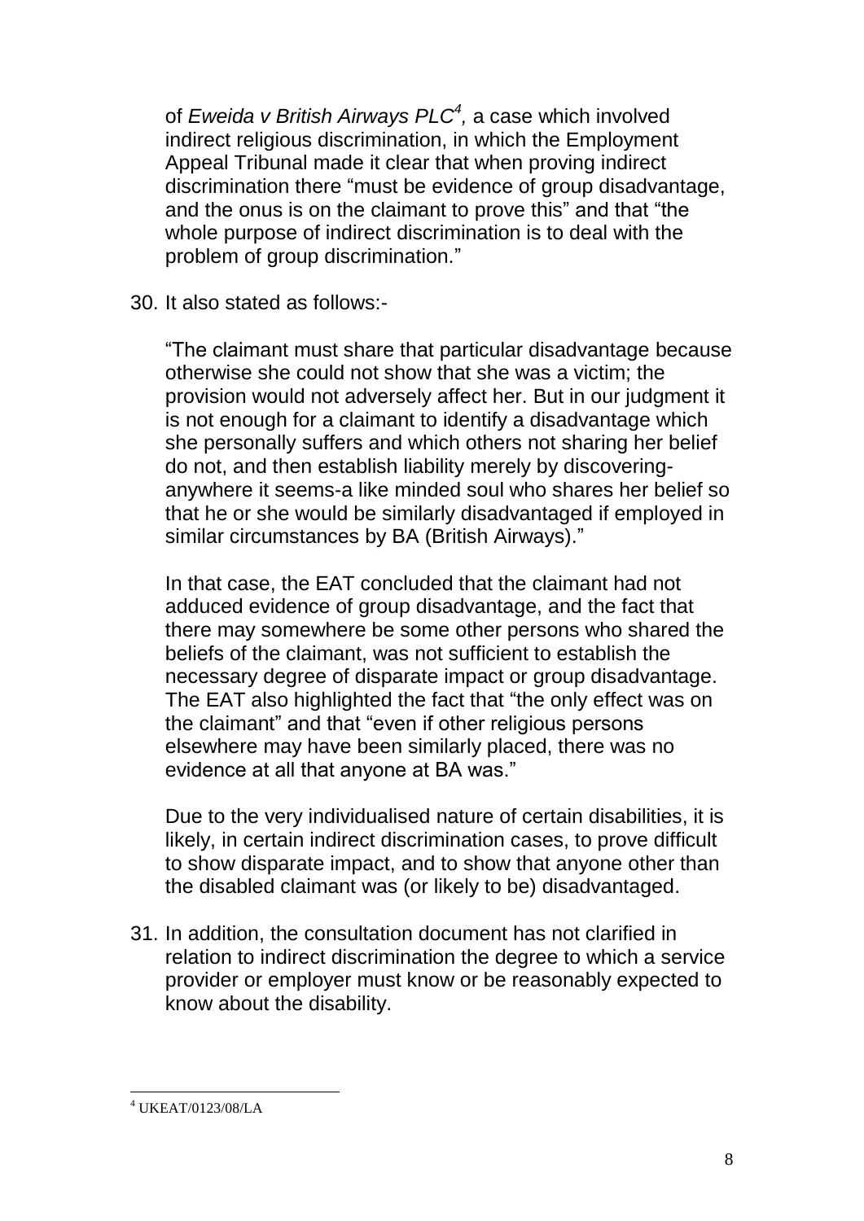of *Eweida v British Airways PLC*[4], a case which involved indirect religious discrimination, in which the Employment Appeal Tribunal made it clear that when proving indirect discrimination there "must be evidence of group disadvantage, and the onus is on the claimant to prove this" and that "the whole purpose of indirect discrimination is to deal with the problem of group discrimination."

30. It also stated as follows:-

    "The claimant must share that particular disadvantage because otherwise she could not show that she was a victim; the provision would not adversely affect her. But in our judgment it is not enough for a claimant to identify a disadvantage which she personally suffers and which others not sharing her belief do not, and then establish liability merely by discovering-anywhere it seems-a like minded soul who shares her belief so that he or she would be similarly disadvantaged if employed in similar circumstances by BA (British Airways)."

    In that case, the EAT concluded that the claimant had not adduced evidence of group disadvantage, and the fact that there may somewhere be some other persons who shared the beliefs of the claimant, was not sufficient to establish the necessary degree of disparate impact or group disadvantage. The EAT also highlighted the fact that "the only effect was on the claimant" and that "even if other religious persons elsewhere may have been similarly placed, there was no evidence at all that anyone at BA was."

    Due to the very individualised nature of certain disabilities, it is likely, in certain indirect discrimination cases, to prove difficult to show disparate impact, and to show that anyone other than the disabled claimant was (or likely to be) disadvantaged.

31. In addition, the consultation document has not clarified in relation to indirect discrimination the degree to which a service provider or employer must know or be reasonably expected to know about the disability.

---

[4] UKEAT/0123/08/LA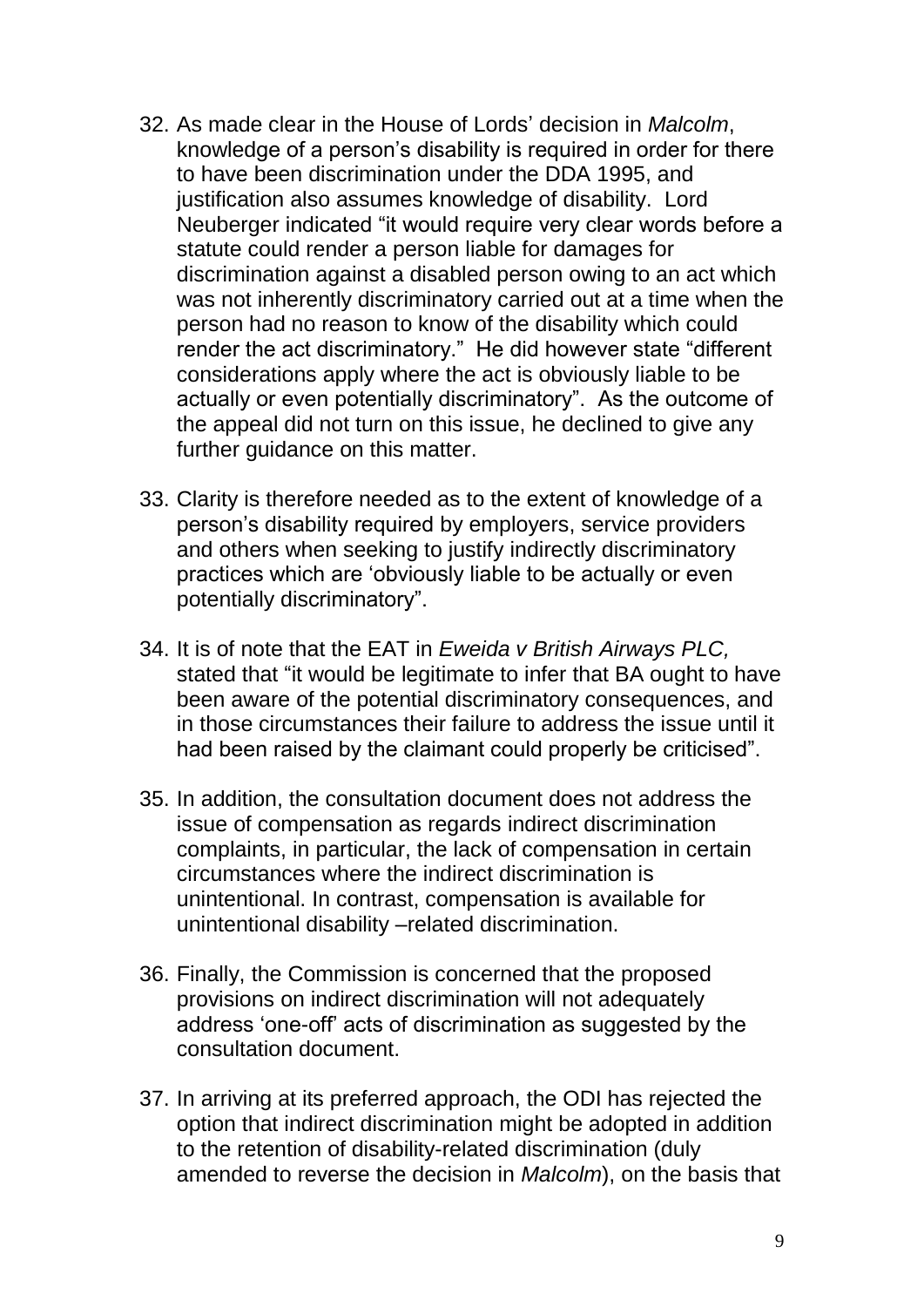32. As made clear in the House of Lords' decision in *Malcolm*, knowledge of a person's disability is required in order for there to have been discrimination under the DDA 1995, and justification also assumes knowledge of disability. Lord Neuberger indicated "it would require very clear words before a statute could render a person liable for damages for discrimination against a disabled person owing to an act which was not inherently discriminatory carried out at a time when the person had no reason to know of the disability which could render the act discriminatory." He did however state "different considerations apply where the act is obviously liable to be actually or even potentially discriminatory". As the outcome of the appeal did not turn on this issue, he declined to give any further guidance on this matter.

33. Clarity is therefore needed as to the extent of knowledge of a person's disability required by employers, service providers and others when seeking to justify indirectly discriminatory practices which are 'obviously liable to be actually or even potentially discriminatory".

34. It is of note that the EAT in *Eweida v British Airways PLC,* stated that "it would be legitimate to infer that BA ought to have been aware of the potential discriminatory consequences, and in those circumstances their failure to address the issue until it had been raised by the claimant could properly be criticised".

35. In addition, the consultation document does not address the issue of compensation as regards indirect discrimination complaints, in particular, the lack of compensation in certain circumstances where the indirect discrimination is unintentional. In contrast, compensation is available for unintentional disability –related discrimination.

36. Finally, the Commission is concerned that the proposed provisions on indirect discrimination will not adequately address 'one-off' acts of discrimination as suggested by the consultation document.

37. In arriving at its preferred approach, the ODI has rejected the option that indirect discrimination might be adopted in addition to the retention of disability-related discrimination (duly amended to reverse the decision in *Malcolm*), on the basis that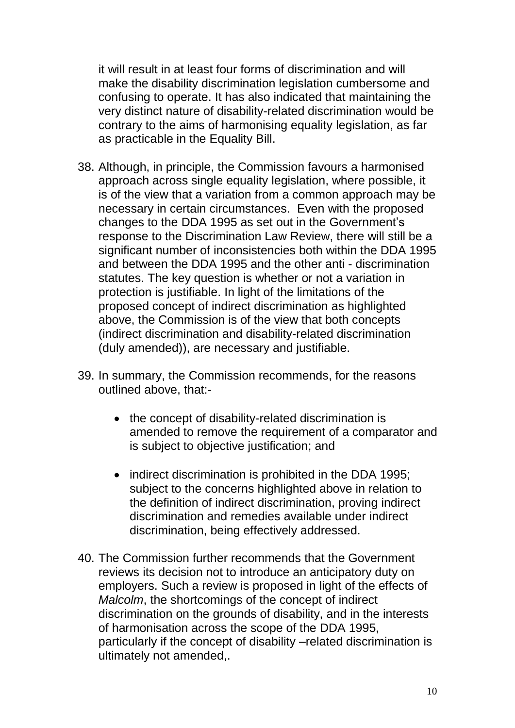it will result in at least four forms of discrimination and will make the disability discrimination legislation cumbersome and confusing to operate. It has also indicated that maintaining the very distinct nature of disability-related discrimination would be contrary to the aims of harmonising equality legislation, as far as practicable in the Equality Bill.

38. Although, in principle, the Commission favours a harmonised approach across single equality legislation, where possible, it is of the view that a variation from a common approach may be necessary in certain circumstances. Even with the proposed changes to the DDA 1995 as set out in the Government's response to the Discrimination Law Review, there will still be a significant number of inconsistencies both within the DDA 1995 and between the DDA 1995 and the other anti - discrimination statutes. The key question is whether or not a variation in protection is justifiable. In light of the limitations of the proposed concept of indirect discrimination as highlighted above, the Commission is of the view that both concepts (indirect discrimination and disability-related discrimination (duly amended)), are necessary and justifiable.

39. In summary, the Commission recommends, for the reasons outlined above, that:-

    - the concept of disability-related discrimination is amended to remove the requirement of a comparator and is subject to objective justification; and

    - indirect discrimination is prohibited in the DDA 1995; subject to the concerns highlighted above in relation to the definition of indirect discrimination, proving indirect discrimination and remedies available under indirect discrimination, being effectively addressed.

40. The Commission further recommends that the Government reviews its decision not to introduce an anticipatory duty on employers. Such a review is proposed in light of the effects of *Malcolm*, the shortcomings of the concept of indirect discrimination on the grounds of disability, and in the interests of harmonisation across the scope of the DDA 1995, particularly if the concept of disability –related discrimination is ultimately not amended,.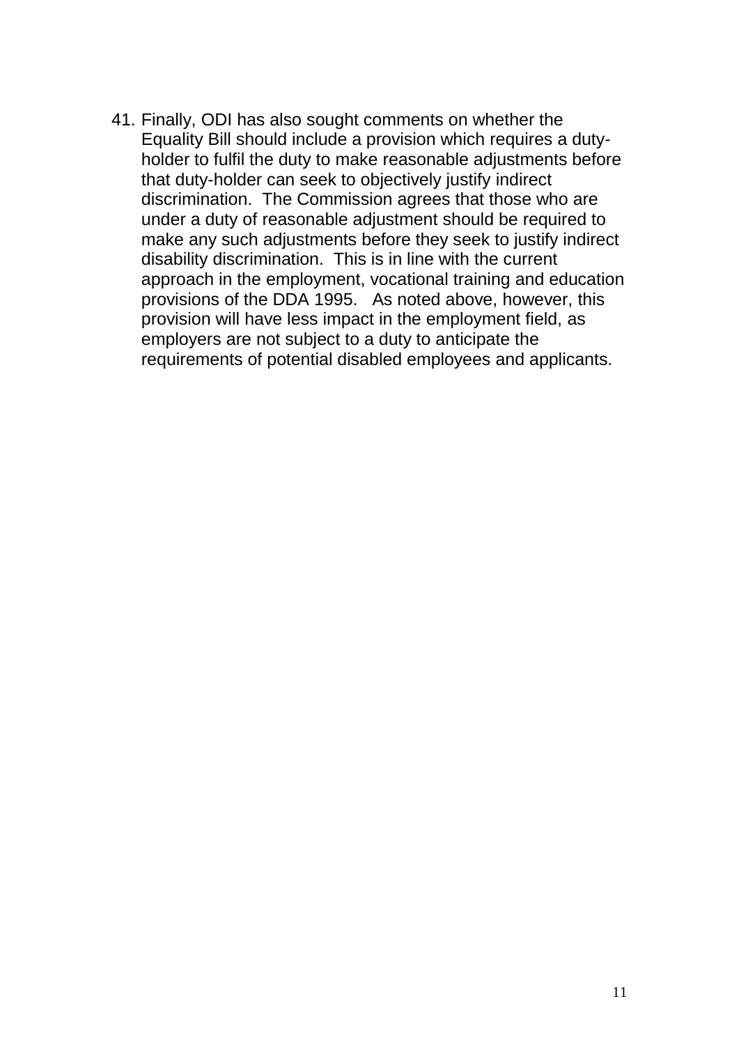41. Finally, ODI has also sought comments on whether the Equality Bill should include a provision which requires a duty-holder to fulfil the duty to make reasonable adjustments before that duty-holder can seek to objectively justify indirect discrimination. The Commission agrees that those who are under a duty of reasonable adjustment should be required to make any such adjustments before they seek to justify indirect disability discrimination. This is in line with the current approach in the employment, vocational training and education provisions of the DDA 1995. As noted above, however, this provision will have less impact in the employment field, as employers are not subject to a duty to anticipate the requirements of potential disabled employees and applicants.